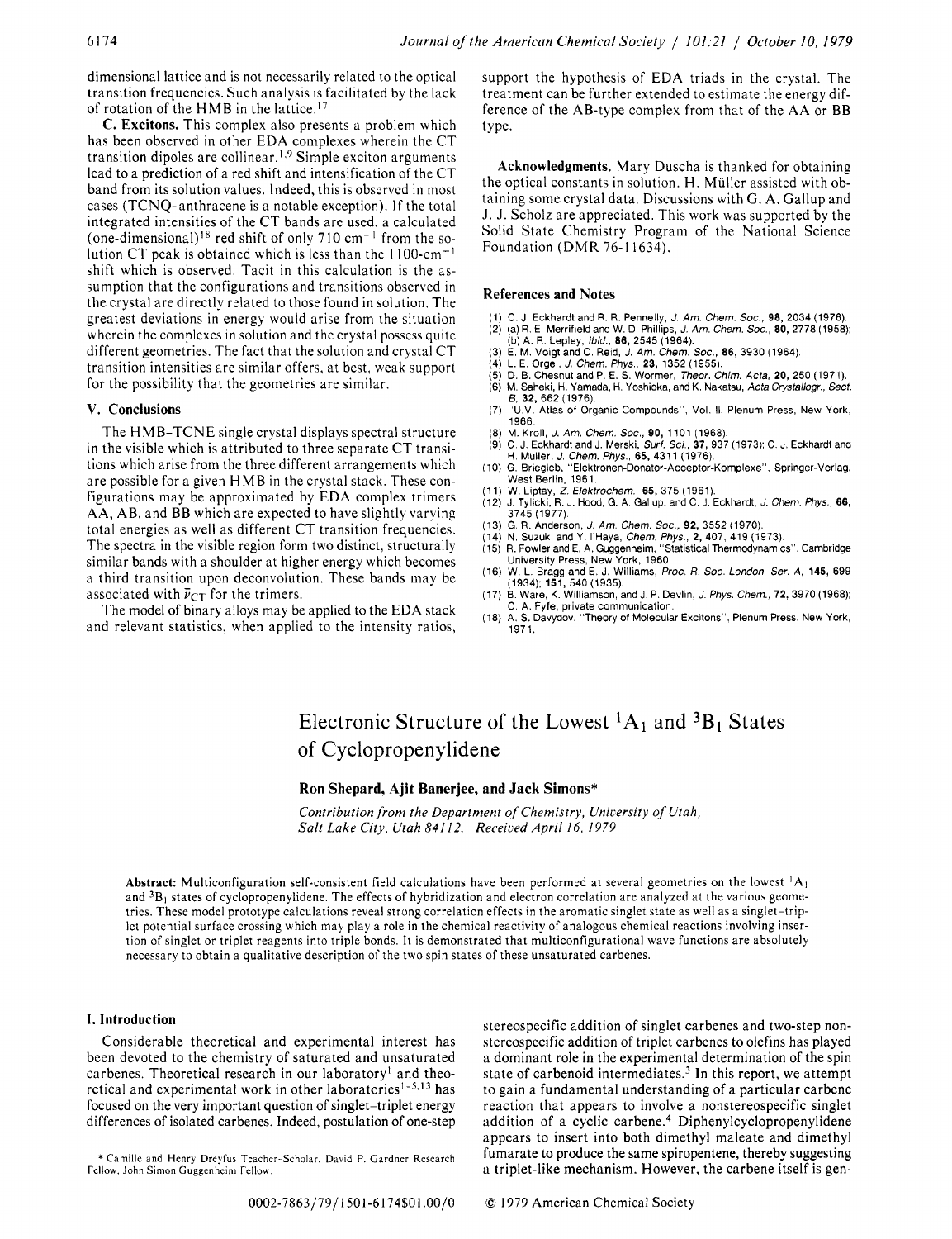dimensional lattice and is not necessarily related to the optical transition frequencies. Such analysis is facilitated by the lack of rotation of the HMB in the lattice.[17]

**C. Excitons.** This complex also presents a problem which has been observed in other EDA complexes wherein the CT transition dipoles are collinear.[1,9] Simple exciton arguments lead to a prediction of a red shift and intensification of the CT band from its solution values. Indeed, this is observed in most cases (TCNQ-anthracene is a notable exception). If the total integrated intensities of the CT bands are used, a calculated (one-dimensional)[18] red shift of only 710 $cm^{-1}$ from the solution CT peak is obtained which is less than the 1100-$cm^{-1}$ shift which is observed. Tacit in this calculation is the assumption that the configurations and transitions observed in the crystal are directly related to those found in solution. The greatest deviations in energy would arise from the situation wherein the complexes in solution and the crystal possess quite different geometries. The fact that the solution and crystal CT transition intensities are similar offers, at best, weak support for the possibility that the geometries are similar.

## V. Conclusions

The HMB-TCNE single crystal displays spectral structure in the visible which is attributed to three separate CT transitions which arise from the three different arrangements which are possible for a given HMB in the crystal stack. These configurations may be approximated by EDA complex trimers AA, AB, and BB which are expected to have slightly varying total energies as well as different CT transition frequencies. The spectra in the visible region form two distinct, structurally similar bands with a shoulder at higher energy which becomes a third transition upon deconvolution. These bands may be associated with $\bar{\nu}_{CT}$ for the trimers.

The model of binary alloys may be applied to the EDA stack and relevant statistics, when applied to the intensity ratios, support the hypothesis of EDA triads in the crystal. The treatment can be further extended to estimate the energy difference of the AB-type complex from that of the AA or BB type.

**Acknowledgments.** Mary Duscha is thanked for obtaining the optical constants in solution. H. Müller assisted with obtaining some crystal data. Discussions with G. A. Gallup and J. J. Scholz are appreciated. This work was supported by the Solid State Chemistry Program of the National Science Foundation (DMR 76-11634).

## References and Notes

(1) C. J. Eckhardt and R. R. Pennelly, *J. Am. Chem. Soc.*, **98**, 2034 (1976).
(2) (a) R. E. Merrifield and W. D. Phillips, *J. Am. Chem. Soc.*, **80**, 2778 (1958); (b) A. R. Lepley, *ibid.*, **86**, 2545 (1964).
(3) E. M. Voigt and C. Reid, *J. Am. Chem. Soc.*, **86**, 3930 (1964).
(4) L. E. Orgel, *J. Chem. Phys.*, **23**, 1352 (1955).
(5) D. B. Chesnut and P. E. S. Wormer, *Theor. Chim. Acta*, **20**, 250 (1971).
(6) M. Saheki, H. Yamada, H. Yoshioka, and K. Nakatsu, *Acta Crystallogr., Sect. B*, **32**, 662 (1976).
(7) "U.V. Atlas of Organic Compounds", Vol. II, Plenum Press, New York, 1966.
(8) M. Kroll, *J. Am. Chem. Soc.*, **90**, 1101 (1968).
(9) C. J. Eckhardt and J. Merski, *Surf. Sci.*, **37**, 937 (1973); C. J. Eckhardt and H. Muller, *J. Chem. Phys.*, **65**, 4311 (1976).
(10) G. Briegleb, "Elektronen-Donator-Acceptor-Komplexe", Springer-Verlag, West Berlin, 1961.
(11) W. Liptay, *Z. Elektrochem.*, **65**, 375 (1961).
(12) J. Tylicki, R. J. Hood, G. A. Gallup, and C. J. Eckhardt, *J. Chem. Phys.*, **66**, 3745 (1977).
(13) G. R. Anderson, *J. Am. Chem. Soc.*, **92**, 3552 (1970).
(14) N. Suzuki and Y. I'Haya, *Chem. Phys.*, **2**, 407, 419 (1973).
(15) R. Fowler and E. A. Guggenheim, "Statistical Thermodynamics", Cambridge University Press, New York, 1960.
(16) W. L. Bragg and E. J. Williams, *Proc. R. Soc. London, Ser. A*, **145**, 699 (1934); **151**, 540 (1935).
(17) B. Ware, K. Williamson, and J. P. Devlin, *J. Phys. Chem.*, **72**, 3970 (1968); C. A. Fyfe, private communication.
(18) A. S. Davydov, "Theory of Molecular Excitons", Plenum Press, New York, 1971.

# Electronic Structure of the Lowest $^1A_1$ and $^3B_1$ States of Cyclopropenylidene

**Ron Shepard, Ajit Banerjee, and Jack Simons\***

*Contribution from the Department of Chemistry, University of Utah, Salt Lake City, Utah 84112. Received April 16, 1979*

**Abstract:** Multiconfiguration self-consistent field calculations have been performed at several geometries on the lowest $^1A_1$ and $^3B_1$ states of cyclopropenylidene. The effects of hybridization and electron correlation are analyzed at the various geometries. These model prototype calculations reveal strong correlation effects in the aromatic singlet state as well as a singlet-triplet potential surface crossing which may play a role in the chemical reactivity of analogous chemical reactions involving insertion of singlet or triplet reagents into triple bonds. It is demonstrated that multiconfigurational wave functions are absolutely necessary to obtain a qualitative description of the two spin states of these unsaturated carbenes.

## I. Introduction

Considerable theoretical and experimental interest has been devoted to the chemistry of saturated and unsaturated carbenes. Theoretical research in our laboratory[1] and theoretical and experimental work in other laboratories[1-5,13] has focused on the very important question of singlet-triplet energy differences of isolated carbenes. Indeed, postulation of one-step stereospecific addition of singlet carbenes and two-step nonstereospecific addition of triplet carbenes to olefins has played a dominant role in the experimental determination of the spin state of carbenoid intermediates.[3] In this report, we attempt to gain a fundamental understanding of a particular carbene reaction that appears to involve a nonstereospecific singlet addition of a cyclic carbene.[4] Diphenylcyclopropenylidene appears to insert into both dimethyl maleate and dimethyl fumarate to produce the same spiropentene, thereby suggesting a triplet-like mechanism. However, the carbene itself is gen-

\* Camille and Henry Dreyfus Teacher-Scholar, David P. Gardner Research Fellow, John Simon Guggenheim Fellow.

0002-7863/79/1501-6174$01.00/0 © 1979 American Chemical Society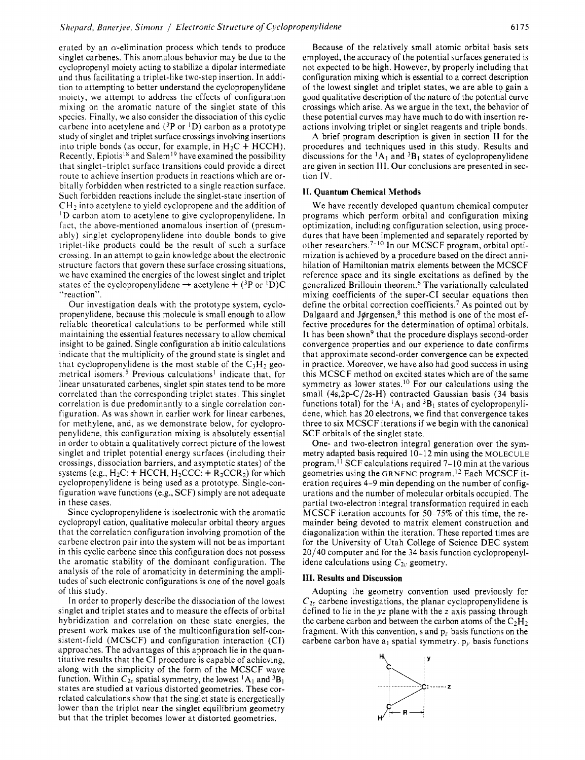erated by an $\alpha$-elimination process which tends to produce singlet carbenes. This anomalous behavior may be due to the cyclopropenyl moiety acting to stabilize a dipolar intermediate and thus facilitating a triplet-like two-step insertion. In addition to attempting to better understand the cyclopropenylidene moiety, we attempt to address the effects of configuration mixing on the aromatic nature of the singlet state of this species. Finally, we also consider the dissociation of this cyclic carbene into acetylene and ($^3$P or $^1$D) carbon as a prototype study of singlet and triplet surface crossings involving insertions into triple bonds (as occur, for example, in $H_2C$ + HCCH). Recently, Epiotis[18] and Salem[19] have examined the possibility that singlet–triplet surface transitions could provide a direct route to achieve insertion products in reactions which are orbitally forbidden when restricted to a single reaction surface. Such forbidden reactions include the singlet-state insertion of $CH_2$ into acetylene to yield cyclopropene and the addition of $^1$D carbon atom to acetylene to give cyclopropenylidene. In fact, the above-mentioned anomalous insertion of (presumably) singlet cyclopropenylidene into double bonds to give triplet-like products could be the result of such a surface crossing. In an attempt to gain knowledge about the electronic structure factors that govern these surface crossing situations, we have examined the energies of the lowest singlet and triplet states of the cyclopropenylidene → acetylene + ($^3$P or $^1$D)C "reaction".

Our investigation deals with the prototype system, cyclopropenylidene, because this molecule is small enough to allow reliable theoretical calculations to be performed while still maintaining the essential features necessary to allow chemical insight to be gained. Single configuration ab initio calculations indicate that the multiplicity of the ground state is singlet and that cyclopropenylidene is the most stable of the $C_3H_2$ geometrical isomers.[5] Previous calculations[1] indicate that, for linear unsaturated carbenes, singlet spin states tend to be more correlated than the corresponding triplet states. This singlet correlation is due predominantly to a single correlation configuration. As was shown in earlier work for linear carbenes, for methylene, and, as we demonstrate below, for cyclopropenylidene, this configuration mixing is absolutely essential in order to obtain a qualitatively correct picture of the lowest singlet and triplet potential energy surfaces (including their crossings, dissociation barriers, and asymptotic states) of the systems (e.g., $H_2C$: + HCCH, $H_2CCC$: + $R_2CCR_2$) for which cyclopropenylidene is being used as a prototype. Single-configuration wave functions (e.g., SCF) simply are not adequate in these cases.

Since cyclopropenylidene is isoelectronic with the aromatic cyclopropyl cation, qualitative molecular orbital theory argues that the correlation configuration involving promotion of the carbene electron pair into the system will not be as important in this cyclic carbene since this configuration does not possess the aromatic stability of the dominant configuration. The analysis of the role of aromaticity in determining the amplitudes of such electronic configurations is one of the novel goals of this study.

In order to properly describe the dissociation of the lowest singlet and triplet states and to measure the effects of orbital hybridization and correlation on these state energies, the present work makes use of the multiconfiguration self-consistent-field (MCSCF) and configuration interaction (CI) approaches. The advantages of this approach lie in the quantitative results that the CI procedure is capable of achieving, along with the simplicity of the form of the MCSCF wave function. Within $C_{2v}$ spatial symmetry, the lowest $^1A_1$ and $^3B_1$ states are studied at various distorted geometries. These correlated calculations show that the singlet state is energetically lower than the triplet near the singlet equilibrium geometry but that the triplet becomes lower at distorted geometries.

Because of the relatively small atomic orbital basis sets employed, the accuracy of the potential surfaces generated is not expected to be high. However, by properly including that configuration mixing which is essential to a correct description of the lowest singlet and triplet states, we are able to gain a good qualitative description of the nature of the potential curve crossings which arise. As we argue in the text, the behavior of these potential curves may have much to do with insertion reactions involving triplet or singlet reagents and triple bonds.

A brief program description is given in section II for the procedures and techniques used in this study. Results and discussions for the $^1A_1$ and $^3B_1$ states of cyclopropenylidene are given in section III. Our conclusions are presented in section IV.

## II. Quantum Chemical Methods

We have recently developed quantum chemical computer programs which perform orbital and configuration mixing optimization, including configuration selection, using procedures that have been implemented and separately reported by other researchers.[7-10] In our MCSCF program, orbital optimization is achieved by a procedure based on the direct annihilation of Hamiltonian matrix elements between the MCSCF reference space and its single excitations as defined by the generalized Brillouin theorem.[6] The variationally calculated mixing coefficients of the super-CI secular equations then define the orbital correction coefficients.[7] As pointed out by Dalgaard and Jørgensen,[8] this method is one of the most effective procedures for the determination of optimal orbitals. It has been shown[9] that the procedure displays second-order convergence properties and our experience to date confirms that approximate second-order convergence can be expected in practice. Moreover, we have also had good success in using this MCSCF method on excited states which are of the same symmetry as lower states.[10] For our calculations using the small (4s,2p-C/2s-H) contracted Gaussian basis (34 basis functions total) for the $^1A_1$ and $^3B_1$ states of cyclopropenylidene, which has 20 electrons, we find that convergence takes three to six MCSCF iterations if we begin with the canonical SCF orbitals of the singlet state.

One- and two-electron integral generation over the symmetry adapted basis required 10–12 min using the MOLECULE program.[11] SCF calculations required 7–10 min at the various geometries using the GRNFNC program.[12] Each MCSCF iteration requires 4–9 min depending on the number of configurations and the number of molecular orbitals occupied. The partial two-electron integral transformation required in each MCSCF iteration accounts for 50–75% of this time, the remainder being devoted to matrix element construction and diagonalization within the iteration. These reported times are for the University of Utah College of Science DEC system 20/40 computer and for the 34 basis function cyclopropenylidene calculations using $C_{2v}$ geometry.

## III. Results and Discussion

Adopting the geometry convention used previously for $C_{2v}$ carbene investigations, the planar cyclopropenylidene is defined to lie in the *yz* plane with the *z* axis passing through the carbene carbon and between the carbon atoms of the $C_2H_2$ fragment. With this convention, s and $p_z$ basis functions on the carbene carbon have $a_1$ spatial symmetry. $p_y$ basis functions

H
C
C:
C
H
y
z
R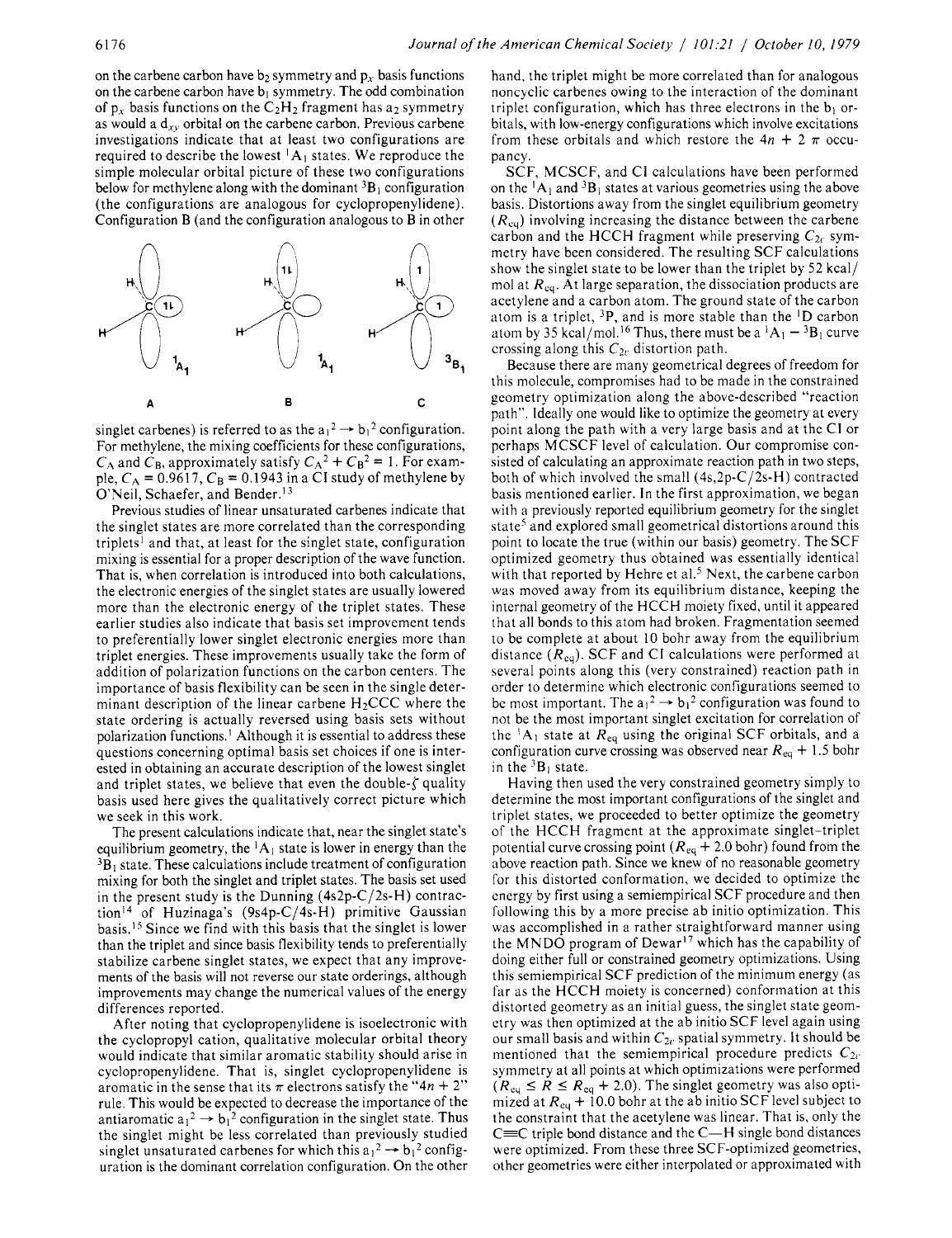on the carbene carbon have $b_2$ symmetry and $p_x$ basis functions on the carbene carbon have $b_1$ symmetry. The odd combination of $p_x$ basis functions on the $C_2H_2$ fragment has $a_2$ symmetry as would a $d_{xy}$ orbital on the carbene carbon. Previous carbene investigations indicate that at least two configurations are required to describe the lowest $^1A_1$ states. We reproduce the simple molecular orbital picture of these two configurations below for methylene along with the dominant $^3B_1$ configuration (the configurations are analogous for cyclopropenylidene). Configuration B (and the configuration analogous to B in other singlet carbenes) is referred to as the $a_1{}^2 \rightarrow b_1{}^2$ configuration. For methylene, the mixing coefficients for these configurations, $C_A$ and $C_B$, approximately satisfy $C_A{}^2 + C_B{}^2 = 1$. For example, $C_A = 0.9617$, $C_B = 0.1943$ in a CI study of methylene by O'Neil, Schaefer, and Bender.[13]

A $^1A_1$ B $^1A_1$ C $^3B_1$

Previous studies of linear unsaturated carbenes indicate that the singlet states are more correlated than the corresponding triplets[1] and that, at least for the singlet state, configuration mixing is essential for a proper description of the wave function. That is, when correlation is introduced into both calculations, the electronic energies of the singlet states are usually lowered more than the electronic energy of the triplet states. These earlier studies also indicate that basis set improvement tends to preferentially lower singlet electronic energies more than triplet energies. These improvements usually take the form of addition of polarization functions on the carbon centers. The importance of basis flexibility can be seen in the single determinant description of the linear carbene $H_2CCC$ where the state ordering is actually reversed using basis sets without polarization functions.[1] Although it is essential to address these questions concerning optimal basis set choices if one is interested in obtaining an accurate description of the lowest singlet and triplet states, we believe that even the double-$\zeta$ quality basis used here gives the qualitatively correct picture which we seek in this work.

The present calculations indicate that, near the singlet state's equilibrium geometry, the $^1A_1$ state is lower in energy than the $^3B_1$ state. These calculations include treatment of configuration mixing for both the singlet and triplet states. The basis set used in the present study is the Dunning (4s2p-C/2s-H) contraction[14] of Huzinaga's (9s4p-C/4s-H) primitive Gaussian basis.[15] Since we find with this basis that the singlet is lower than the triplet and since basis flexibility tends to preferentially stabilize carbene singlet states, we expect that any improvements of the basis will not reverse our state orderings, although improvements may change the numerical values of the energy differences reported.

After noting that cyclopropenylidene is isoelectronic with the cyclopropyl cation, qualitative molecular orbital theory would indicate that similar aromatic stability should arise in cyclopropenylidene. That is, singlet cyclopropenylidene is aromatic in the sense that its $\pi$ electrons satisfy the "$4n + 2$" rule. This would be expected to decrease the importance of the antiaromatic $a_1{}^2 \rightarrow b_1{}^2$ configuration in the singlet state. Thus the singlet might be less correlated than previously studied singlet unsaturated carbenes for which this $a_1{}^2 \rightarrow b_1{}^2$ configuration is the dominant correlation configuration. On the other hand, the triplet might be more correlated than for analogous noncyclic carbenes owing to the interaction of the dominant triplet configuration, which has three electrons in the $b_1$ orbitals, with low-energy configurations which involve excitations from these orbitals and which restore the $4n + 2$ $\pi$ occupancy.

SCF, MCSCF, and CI calculations have been performed on the $^1A_1$ and $^3B_1$ states at various geometries using the above basis. Distortions away from the singlet equilibrium geometry ($R_{eq}$) involving increasing the distance between the carbene carbon and the HCCH fragment while preserving $C_{2v}$ symmetry have been considered. The resulting SCF calculations show the singlet state to be lower than the triplet by 52 kcal/mol at $R_{eq}$. At large separation, the dissociation products are acetylene and a carbon atom. The ground state of the carbon atom is a triplet, $^3P$, and is more stable than the $^1D$ carbon atom by 35 kcal/mol.[16] Thus, there must be a $^1A_1 - {}^3B_1$ curve crossing along this $C_{2v}$ distortion path.

Because there are many geometrical degrees of freedom for this molecule, compromises had to be made in the constrained geometry optimization along the above-described "reaction path". Ideally one would like to optimize the geometry at every point along the path with a very large basis and at the CI or perhaps MCSCF level of calculation. Our compromise consisted of calculating an approximate reaction path in two steps, both of which involved the small (4s,2p-C/2s-H) contracted basis mentioned earlier. In the first approximation, we began with a previously reported equilibrium geometry for the singlet state[5] and explored small geometrical distortions around this point to locate the true (within our basis) geometry. The SCF optimized geometry thus obtained was essentially identical with that reported by Hehre et al.[5] Next, the carbene carbon was moved away from its equilibrium distance, keeping the internal geometry of the HCCH moiety fixed, until it appeared that all bonds to this atom had broken. Fragmentation seemed to be complete at about 10 bohr away from the equilibrium distance ($R_{eq}$). SCF and CI calculations were performed at several points along this (very constrained) reaction path in order to determine which electronic configurations seemed to be most important. The $a_1{}^2 \rightarrow b_1{}^2$ configuration was found to not be the most important singlet excitation for correlation of the $^1A_1$ state at $R_{eq}$ using the original SCF orbitals, and a configuration curve crossing was observed near $R_{eq} + 1.5$ bohr in the $^3B_1$ state.

Having then used the very constrained geometry simply to determine the most important configurations of the singlet and triplet states, we proceeded to better optimize the geometry of the HCCH fragment at the approximate singlet-triplet potential curve crossing point ($R_{eq} + 2.0$ bohr) found from the above reaction path. Since we knew of no reasonable geometry for this distorted conformation, we decided to optimize the energy by first using a semiempirical SCF procedure and then following this by a more precise ab initio optimization. This was accomplished in a rather straightforward manner using the MNDO program of Dewar[17] which has the capability of doing either full or constrained geometry optimizations. Using this semiempirical SCF prediction of the minimum energy (as far as the HCCH moiety is concerned) conformation at this distorted geometry as an initial guess, the singlet state geometry was then optimized at the ab initio SCF level again using our small basis and within $C_{2v}$ spatial symmetry. It should be mentioned that the semiempirical procedure predicts $C_{2v}$ symmetry at all points at which optimizations were performed ($R_{eq} \leq R \leq R_{eq} + 2.0$). The singlet geometry was also optimized at $R_{eq} + 10.0$ bohr at the ab initio SCF level subject to the constraint that the acetylene was linear. That is, only the C≡C triple bond distance and the C—H single bond distances were optimized. From these three SCF-optimized geometries, other geometries were either interpolated or approximated with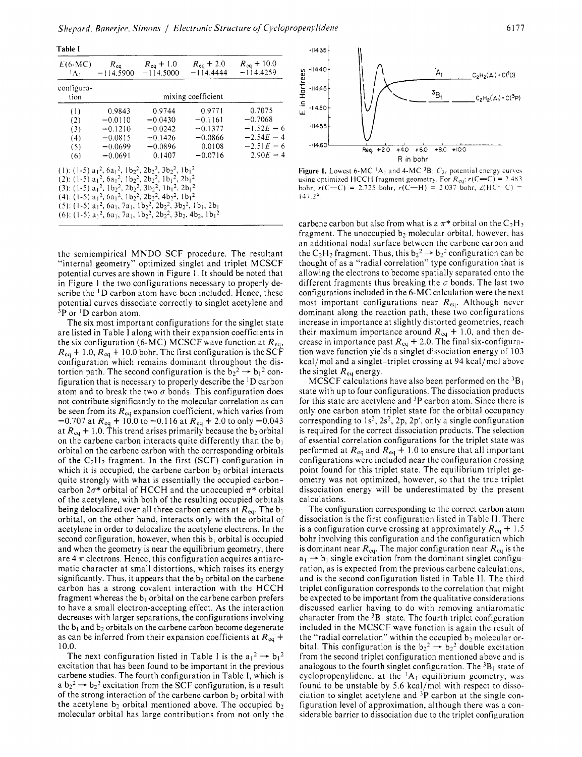**Table I**

| $E$(6-MC) $^1A_1$ | $R_{eq}$ −114.5900 | $R_{eq}$ + 1.0 −114.5000 | $R_{eq}$ + 2.0 −114.4444 | $R_{eq}$ + 10.0 −114.4259 |
|---|---|---|---|---|
| configuration | mixing coefficient | | | |
| (1) | 0.9843 | 0.9744 | 0.9771 | 0.7075 |
| (2) | −0.0110 | −0.0430 | −0.1161 | −0.7068 |
| (3) | −0.1210 | −0.0242 | −0.1377 | $-1.52E-6$ |
| (4) | −0.0815 | −0.1426 | −0.0866 | $-2.54E-4$ |
| (5) | −0.0699 | −0.0896 | 0.0108 | $-2.51E-6$ |
| (6) | −0.0691 | 0.1407 | −0.0716 | $2.90E-4$ |

(1): (1-5) $a_1^2$, $6a_1^2$, $1b_2^2$, $2b_2^2$, $3b_2^2$, $1b_1^2$
(2): (1-5) $a_1^2$, $6a_1^2$, $1b_2^2$, $2b_2^2$, $1b_1^2$, $2b_1^2$
(3): (1-5) $a_1^2$, $1b_2^2$, $2b_2^2$, $3b_2^2$, $1b_1^2$, $2b_1^2$
(4): (1-5) $a_1^2$, $6a_1^2$, $1b_2^2$, $2b_2^2$, $4b_2^2$, $1b_1^2$
(5): (1-5) $a_1^2$, $6a_1$, $7a_1$, $1b_2^2$, $2b_2^2$, $3b_2^2$, $1b_1$, $2b_1$
(6): (1-5) $a_1^2$, $6a_1$, $7a_1$, $1b_2^2$, $2b_2^2$, $3b_2$, $4b_2$, $1b_1^2$

the semiempirical MNDO SCF procedure. The resultant "internal geometry" optimized singlet and triplet MCSCF potential curves are shown in Figure 1. It should be noted that in Figure 1 the two configurations necessary to properly describe the $^1$D carbon atom have been included. Hence, these potential curves dissociate correctly to singlet acetylene and $^3$P or $^1$D carbon atom.

The six most important configurations for the singlet state are listed in Table I along with their expansion coefficients in the six configuration (6-MC) MCSCF wave function at $R_{eq}$, $R_{eq}$ + 1.0, $R_{eq}$ + 10.0 bohr. The first configuration is the SCF configuration which remains dominant throughout the distortion path. The second configuration is the $b_2^2 \rightarrow b_1^2$ configuration that is necessary to properly describe the $^1$D carbon atom and to break the two $\sigma$ bonds. This configuration does not contribute significantly to the molecular correlation as can be seen from its $R_{eq}$ expansion coefficient, which varies from −0.707 at $R_{eq}$ + 10.0 to −0.116 at $R_{eq}$ + 2.0 to only −0.043 at $R_{eq}$ + 1.0. This trend arises primarily because the $b_2$ orbital on the carbene carbon interacts quite differently than the $b_1$ orbital on the carbene carbon with the corresponding orbitals of the $C_2H_2$ fragment. In the first (SCF) configuration in which it is occupied, the carbene carbon $b_2$ orbital interacts quite strongly with what is essentially the occupied carbon–carbon $2\sigma^*$ orbital of HCCH and the unoccupied $\pi^*$ orbital of the acetylene, with both of the resulting occupied orbitals being delocalized over all three carbon centers at $R_{eq}$. The $b_1$ orbital, on the other hand, interacts only with the orbital of acetylene in order to delocalize the acetylene electrons. In the second configuration, however, when this $b_1$ orbital is occupied and when the geometry is near the equilibrium geometry, there are 4 $\pi$ electrons. Hence, this configuration acquires antiaromatic character at small distortions, which raises its energy significantly. Thus, it appears that the $b_2$ orbital on the carbene carbon has a strong covalent interaction with the HCCH fragment whereas the $b_1$ orbital on the carbene carbon prefers to have a small electron-accepting effect. As the interaction decreases with larger separations, the configurations involving the $b_1$ and $b_2$ orbitals on the carbene carbon become degenerate as can be inferred from their expansion coefficients at $R_{eq}$ + 10.0.

The next configuration listed in Table I is the $a_1^2 \rightarrow b_1^2$ excitation that has been found to be important in the previous carbene studies. The fourth configuration in Table I, which is a $b_2^2 \rightarrow b_2^2$ excitation from the SCF configuration, is a result of the strong interaction of the carbene carbon $b_2$ orbital with the acetylene $b_2$ orbital mentioned above. The occupied $b_2$ molecular orbital has large contributions from not only the carbene carbon but also from what is a $\pi^*$ orbital on the $C_2H_2$ fragment. The unoccupied $b_2$ molecular orbital, however, has an additional nodal surface between the carbene carbon and the $C_2H_2$ fragment. Thus, this $b_2^2 \rightarrow b_2^2$ configuration can be thought of as a "radial correlation" type configuration that is allowing the electrons to become spatially separated onto the different fragments thus breaking the $\sigma$ bonds. The last two configurations included in the 6-MC calculation were the next most important configurations near $R_{eq}$. Although never dominant along the reaction path, these two configurations increase in importance at slightly distorted geometries, reach their maximum importance around $R_{eq}$ + 1.0, and then decrease in importance past $R_{eq}$ + 2.0. The final six-configuration wave function yields a singlet dissociation energy of 103 kcal/mol and a singlet–triplet crossing at 94 kcal/mol above the singlet $R_{eq}$ energy.

MCSCF calculations have also been performed on the $^3B_1$ state with up to four configurations. The dissociation products for this state are acetylene and $^3$P carbon atom. Since there is only one carbon atom triplet state for the orbital occupancy corresponding to $1s^2$, $2s^2$, 2p, 2p′, only a single configuration is required for the correct dissociation products. The selection of essential correlation configurations for the triplet state was performed at $R_{eq}$ and $R_{eq}$ + 1.0 to ensure that all important configurations were included near the configuration crossing point found for this triplet state. The equilibrium triplet geometry was not optimized, however, so that the true triplet dissociation energy will be underestimated by the present calculations.

The configuration corresponding to the correct carbon atom dissociation is the first configuration listed in Table II. There is a configuration curve crossing at approximately $R_{eq}$ + 1.5 bohr involving this configuration and the configuration which is dominant near $R_{eq}$. The major configuration near $R_{eq}$ is the $a_1 \rightarrow b_1$ single excitation from the dominant singlet configuration, as is expected from the previous carbene calculations, and is the second configuration listed in Table II. The third triplet configuration corresponds to the correlation that might be expected to be important from the qualitative considerations discussed earlier having to do with removing antiaromatic character from the $^3B_1$ state. The fourth triplet configuration included in the MCSCF wave function is again the result of the "radial correlation" within the occupied $b_2$ molecular orbital. This configuration is the $b_2^2 \rightarrow b_2^2$ double excitation from the second triplet configuration mentioned above and is analogous to the fourth singlet configuration. The $^3B_1$ state of cyclopropenylidene, at the $^1A_1$ equilibrium geometry, was found to be unstable by 5.6 kcal/mol with respect to dissociation to singlet acetylene and $^3$P carbon at the single configuration level of approximation, although there was a considerable barrier to dissociation due to the triplet configuration

-114.35
-114.40
-114.45
-114.50
-114.55
-114.60
E in Hartrees
$^1A_1$
$C_2H_2(^1A_1)+C(^1D)$
$^3B_1$
$C_2H_2(^1A_1)+C(^3P)$
Req. +2.0 +4.0 +6.0 +8.0 +10.0
R in bohr

**Figure 1.** Lowest 6-MC $^1A_1$ and 4-MC $^3B_1$ $C_{2v}$ potential energy curves using optimized HCCH fragment geometry. For $R_{eq}$: $r$(C=C) = 2.483 bohr, $r$(C–C) = 2.725 bohr, $r$(C–H) = 2.037 bohr, ∠(HC=C) = 147.2°.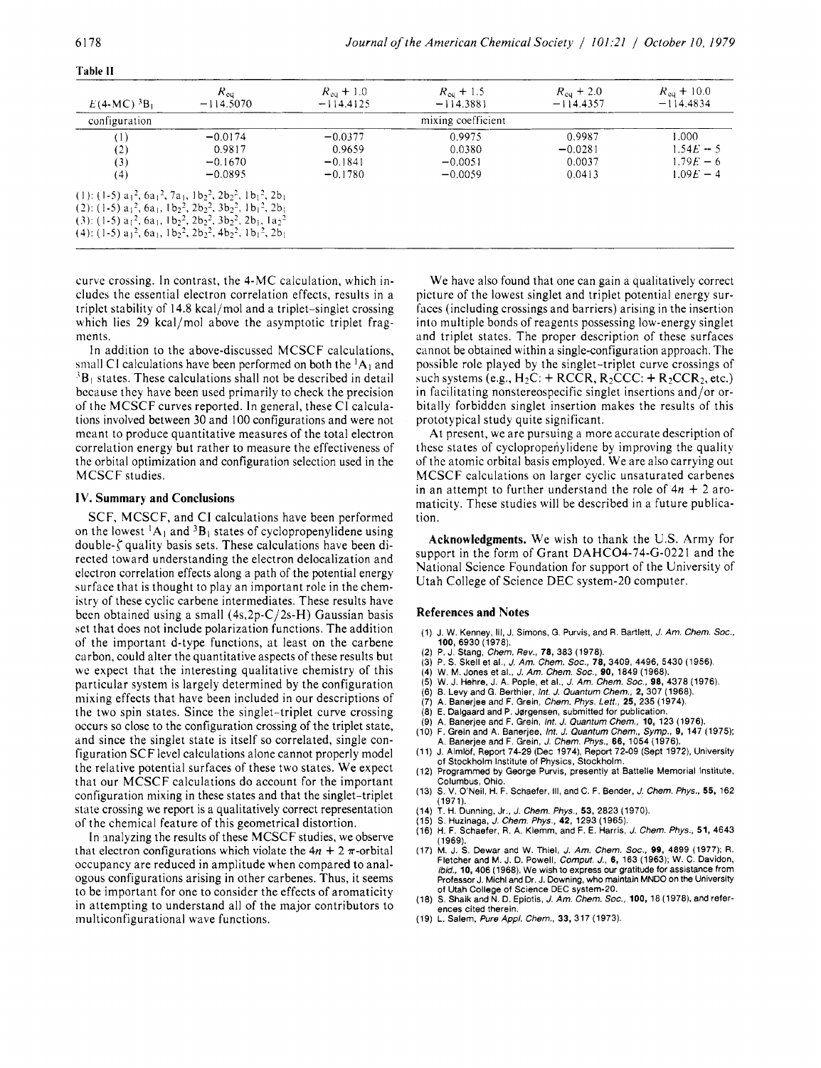**Table II**

| $E$(4-MC) $^3B_1$ | $R_{eq}$ −114.5070 | $R_{eq}$ + 1.0 −114.4125 | $R_{eq}$ + 1.5 −114.3881 | $R_{eq}$ + 2.0 −114.4357 | $R_{eq}$ + 10.0 −114.4834 |
|---|---|---|---|---|---|
| configuration | | | mixing coefficient | | |
| (1) | −0.0174 | −0.0377 | 0.9975 | 0.9987 | 1.000 |
| (2) | 0.9817 | 0.9659 | 0.0380 | −0.0281 | $1.54E-5$ |
| (3) | −0.1670 | −0.1841 | −0.0051 | 0.0037 | $1.79E-6$ |
| (4) | −0.0895 | −0.1780 | −0.0059 | 0.0413 | $1.09E-4$ |

(1): (1-5) $a_1^2$, $6a_1^2$, $7a_1$, $1b_2^2$, $2b_2^2$, $1b_1^2$, $2b_1$
(2): (1-5) $a_1^2$, $6a_1$, $1b_2^2$, $2b_2^2$, $3b_2^2$, $1b_1^2$, $2b_1$
(3): (1-5) $a_1^2$, $6a_1$, $1b_2^2$, $2b_2^2$, $3b_2^2$, $2b_1$, $1a_2^2$
(4): (1-5) $a_1^2$, $6a_1$, $1b_2^2$, $2b_2^2$, $4b_2^2$, $1b_1^2$, $2b_1$

curve crossing. In contrast, the 4-MC calculation, which includes the essential electron correlation effects, results in a triplet stability of 14.8 kcal/mol and a triplet–singlet crossing which lies 29 kcal/mol above the asymptotic triplet fragments.

In addition to the above-discussed MCSCF calculations, small CI calculations have been performed on both the $^1A_1$ and $^3B_1$ states. These calculations shall not be described in detail because they have been used primarily to check the precision of the MCSCF curves reported. In general, these CI calculations involved between 30 and 100 configurations and were not meant to produce quantitative measures of the total electron correlation energy but rather to measure the effectiveness of the orbital optimization and configuration selection used in the MCSCF studies.

## IV. Summary and Conclusions

SCF, MCSCF, and CI calculations have been performed on the lowest $^1A_1$ and $^3B_1$ states of cyclopropenylidene using double-$\zeta$ quality basis sets. These calculations have been directed toward understanding the electron delocalization and electron correlation effects along a path of the potential energy surface that is thought to play an important role in the chemistry of these cyclic carbene intermediates. These results have been obtained using a small (4s,2p-C/2s-H) Gaussian basis set that does not include polarization functions. The addition of the important d-type functions, at least on the carbene carbon, could alter the quantitative aspects of these results but we expect that the interesting qualitative chemistry of this particular system is largely determined by the configuration mixing effects that have been included in our descriptions of the two spin states. Since the singlet–triplet curve crossing occurs so close to the configuration crossing of the triplet state, and since the singlet state is itself so correlated, single configuration SCF level calculations alone cannot properly model the relative potential surfaces of these two states. We expect that our MCSCF calculations do account for the important configuration mixing in these states and that the singlet–triplet state crossing we report is a qualitatively correct representation of the chemical feature of this geometrical distortion.

In analyzing the results of these MCSCF studies, we observe that electron configurations which violate the $4n + 2$ $\pi$-orbital occupancy are reduced in amplitude when compared to analogous configurations arising in other carbenes. Thus, it seems to be important for one to consider the effects of aromaticity in attempting to understand all of the major contributors to multiconfigurational wave functions.

We have also found that one can gain a qualitatively correct picture of the lowest singlet and triplet potential energy surfaces (including crossings and barriers) arising in the insertion into multiple bonds of reagents possessing low-energy singlet and triplet states. The proper description of these surfaces cannot be obtained within a single-configuration approach. The possible role played by the singlet–triplet curve crossings of such systems (e.g., $H_2C$: + RCCR, $R_2CCC$: + $R_2CCR_2$, etc.) in facilitating nonstereospecific singlet insertions and/or orbitally forbidden singlet insertion makes the results of this prototypical study quite significant.

At present, we are pursuing a more accurate description of these states of cyclopropenylidene by improving the quality of the atomic orbital basis employed. We are also carrying out MCSCF calculations on larger cyclic unsaturated carbenes in an attempt to further understand the role of $4n + 2$ aromaticity. These studies will be described in a future publication.

**Acknowledgments.** We wish to thank the U.S. Army for support in the form of Grant DAHCO4-74-G-0221 and the National Science Foundation for support of the University of Utah College of Science DEC system-20 computer.

## References and Notes

(1) J. W. Kenney, III, J. Simons, G. Purvis, and R. Bartlett, *J. Am. Chem. Soc.*, **100**, 6930 (1978).
(2) P. J. Stang, *Chem. Rev.*, **78**, 383 (1978).
(3) P. S. Skell et al., *J. Am. Chem. Soc.*, **78**, 3409, 4496, 5430 (1956).
(4) W. M. Jones et al., *J. Am. Chem. Soc.*, **90**, 1849 (1968).
(5) W. J. Hehre, J. A. Pople, et al., *J. Am. Chem. Soc.*, **98**, 4378 (1976).
(6) B. Levy and G. Berthier, *Int. J. Quantum Chem.*, **2**, 307 (1968).
(7) A. Banerjee and F. Grein, *Chem. Phys. Lett.*, **25**, 235 (1974).
(8) E. Dalgaard and P. Jørgensen, submitted for publication.
(9) A. Banerjee and F. Grein, *Int. J. Quantum Chem.*, **10**, 123 (1976).
(10) F. Grein and A. Banerjee, *Int. J. Quantum Chem., Symp.*, **9**, 147 (1975); A. Banerjee and F. Grein, *J. Chem. Phys.*, **66**, 1054 (1976).
(11) J. Almlof, Report 74-29 (Dec 1974), Report 72-09 (Sept 1972), University of Stockholm Institute of Physics, Stockholm.
(12) Programmed by George Purvis, presently at Battelle Memorial Institute, Columbus, Ohio.
(13) S. V. O'Neil, H. F. Schaefer, III, and C. F. Bender, *J. Chem. Phys.*, **55**, 162 (1971).
(14) T. H. Dunning, Jr., *J. Chem. Phys.*, **53**, 2823 (1970).
(15) S. Huzinaga, *J. Chem. Phys.*, **42**, 1293 (1965).
(16) H. F. Schaefer, R. A. Klemm, and F. E. Harris, *J. Chem. Phys.*, **51**, 4643 (1969).
(17) M. J. S. Dewar and W. Thiel, *J. Am. Chem. Soc.*, **99**, 4899 (1977); R. Fletcher and M. J. D. Powell, *Comput. J.*, **6**, 163 (1963); W. C. Davidon, *ibid.*, **10**, 406 (1968). We wish to express our gratitude for assistance from Professor J. Michl and Dr. J. Downing, who maintain MNDO on the University of Utah College of Science DEC system-20.
(18) S. Shaik and N. D. Epiotis, *J. Am. Chem. Soc.*, **100**, 18 (1978), and references cited therein.
(19) L. Salem, *Pure Appl. Chem.*, **33**, 317 (1973).